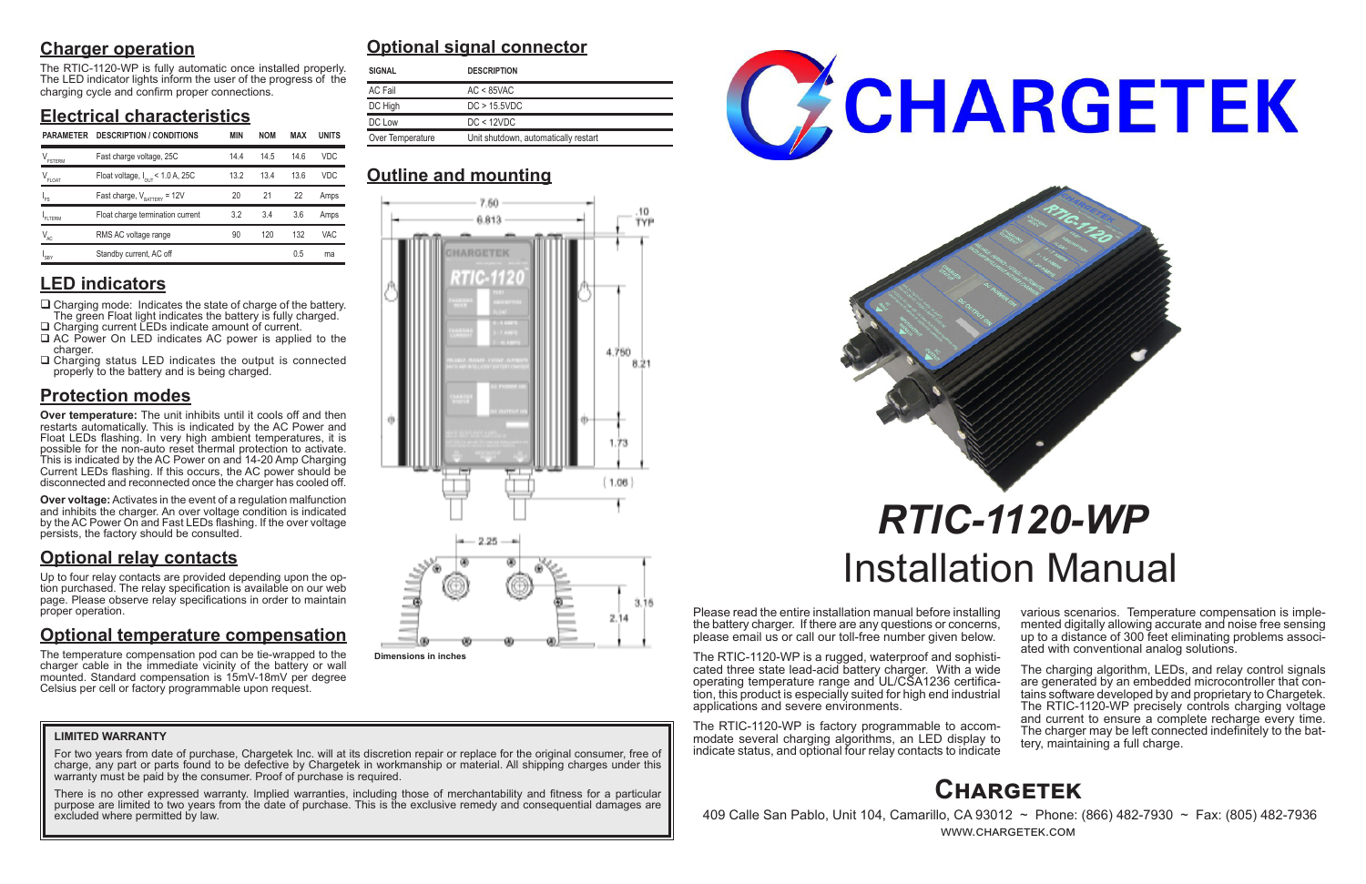## Charger operation

The RTIC-1120-WP is fully automatic once installed properly. The LED indicator lights inform the user of the progress of the charging cycle and confirm proper connections.

## Electrical characteristics

| PARAMETER | DESCRIPTION / CONDITIONS | MIN | NOM | MAX | UNITS |
|---|---|---|---|---|---|
| $V_{FSTERM}$ | Fast charge voltage, 25C | 14.4 | 14.5 | 14.6 | VDC |
| $V_{FLOAT}$ | Float voltage, $I_{OUT}$ < 1.0 A, 25C | 13.2 | 13.4 | 13.6 | VDC |
| $I_{FS}$ | Fast charge, $V_{BATTERY}$ = 12V | 20 | 21 | 22 | Amps |
| $I_{FLTERM}$ | Float charge termination current | 3.2 | 3.4 | 3.6 | Amps |
| $V_{AC}$ | RMS AC voltage range | 90 | 120 | 132 | VAC |
| $I_{SBY}$ | Standby current, AC off | | | 0.5 | ma |

## LED indicators

- Charging mode: Indicates the state of charge of the battery. The green Float light indicates the battery is fully charged.
- Charging current LEDs indicate amount of current.
- AC Power On LED indicates AC power is applied to the charger.
- Charging status LED indicates the output is connected properly to the battery and is being charged.

## Protection modes

**Over temperature:** The unit inhibits until it cools off and then restarts automatically. This is indicated by the AC Power and Float LEDs flashing. In very high ambient temperatures, it is possible for the non-auto reset thermal protection to activate. This is indicated by the AC Power on and 14-20 Amp Charging Current LEDs flashing. If this occurs, the AC power should be disconnected and reconnected once the charger has cooled off.

**Over voltage:** Activates in the event of a regulation malfunction and inhibits the charger. An over voltage condition is indicated by the AC Power On and Fast LEDs flashing. If the over voltage persists, the factory should be consulted.

## Optional relay contacts

Up to four relay contacts are provided depending upon the option purchased. The relay specification is available on our web page. Please observe relay specifications in order to maintain proper operation.

## Optional temperature compensation

The temperature compensation pod can be tie-wrapped to the charger cable in the immediate vicinity of the battery or wall mounted. Standard compensation is 15mV-18mV per degree Celsius per cell or factory programmable upon request.

## Optional signal connector

| SIGNAL | DESCRIPTION |
|---|---|
| AC Fail | AC < 85VAC |
| DC High | DC > 15.5VDC |
| DC Low | DC < 12VDC |
| Over Temperature | Unit shutdown, automatically restart |

## Outline and mounting

Dimensions in inches

### LIMITED WARRANTY

For two years from date of purchase, Chargetek Inc. will at its discretion repair or replace for the original consumer, free of charge, any part or parts found to be defective by Chargetek in workmanship or material. All shipping charges under this warranty must be paid by the consumer. Proof of purchase is required.

There is no other expressed warranty. Implied warranties, including those of merchantability and fitness for a particular purpose are limited to two years from the date of purchase. This is the exclusive remedy and consequential damages are excluded where permitted by law.

# CHARGETEK

# *RTIC-1120-WP*
# Installation Manual

Please read the entire installation manual before installing the battery charger. If there are any questions or concerns, please email us or call our toll-free number given below.

The RTIC-1120-WP is a rugged, waterproof and sophisticated three state lead-acid battery charger. With a wide operating temperature range and UL/CSA1236 certification, this product is especially suited for high end industrial applications and severe environments.

The RTIC-1120-WP is factory programmable to accommodate several charging algorithms, an LED display to indicate status, and optional four relay contacts to indicate various scenarios. Temperature compensation is implemented digitally allowing accurate and noise free sensing up to a distance of 300 feet eliminating problems associated with conventional analog solutions.

The charging algorithm, LEDs, and relay control signals are generated by an embedded microcontroller that contains software developed by and proprietary to Chargetek. The RTIC-1120-WP precisely controls charging voltage and current to ensure a complete recharge every time. The charger may be left connected indefinitely to the battery, maintaining a full charge.

## Chargetek

409 Calle San Pablo, Unit 104, Camarillo, CA 93012 ~ Phone: (866) 482-7930 ~ Fax: (805) 482-7936
WWW.CHARGETEK.COM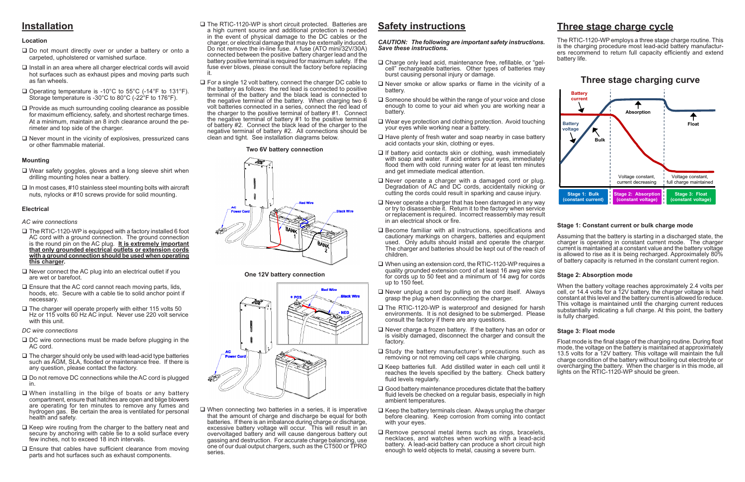## Installation

### Location

- Do not mount directly over or under a battery or onto a carpeted, upholstered or varnished surface.
- Install in an area where all charger electrical cords will avoid hot surfaces such as exhaust pipes and moving parts such as fan wheels.
- Operating temperature is -10°C to 55°C (-14°F to 131°F). Storage temperature is -30°C to 80°C (-22°F to 176°F).
- Provide as much surrounding cooling clearance as possible for maximum efficiency, safety, and shortest recharge times. At a minimum, maintain an 8 inch clearance around the perimeter and top side of the charger.
- Never mount in the vicinity of explosives, pressurized cans or other flammable material.

### Mounting

- Wear safety goggles, gloves and a long sleeve shirt when drilling mounting holes near a battery.
- In most cases, #10 stainless steel mounting bolts with aircraft nuts, nylocks or #10 screws provide for solid mounting.

### Electrical

*AC wire connections*

- The RTIC-1120-WP is equipped with a factory installed 6 foot AC cord with a ground connection. The ground connection is the round pin on the AC plug. **It is extremely important that only grounded electrical outlets or extension cords with a ground connection should be used when operating this charger.**
- Never connect the AC plug into an electrical outlet if you are wet or barefoot.
- Ensure that the AC cord cannot reach moving parts, lids, hoods, etc. Secure with a cable tie to solid anchor point if necessary.
- The charger will operate properly with either 115 volts 50 Hz or 115 volts 60 Hz AC input. Never use 220 volt service with this unit.

*DC wire connections*

- DC wire connections must be made before plugging in the AC cord.
- The charger should only be used with lead-acid type batteries such as AGM, SLA, flooded or maintenance free. If there is any question, please contact the factory.
- Do not remove DC connections while the AC cord is plugged in.
- When installing in the bilge of boats or any battery compartment, ensure that hatches are open and bilge blowers are operating for ten minutes to remove any fumes and hydrogen gas. Be certain the area is ventilated for personal health and safety.
- Keep wire routing from the charger to the battery neat and secure by anchoring with cable tie to a solid surface every few inches, not to exceed 18 inch intervals.
- Ensure that cables have sufficient clearance from moving parts and hot surfaces such as exhaust components.
- The RTIC-1120-WP is short circuit protected. Batteries are a high current source and additional protection is needed in the event of physical damage to the DC cables or the charger, or electrical damage that may be externally induced. Do not remove the in-line fuse. A fuse (ATO mini/32V/30A) connected between the positive battery charger lead and the battery positive terminal is required for maximum safety. If the fuse ever blows, please consult the factory before replacing it.
- For a single 12 volt battery, connect the charger DC cable to the battery as follows: the red lead is connected to positive terminal of the battery and the black lead is connected to the negative terminal of the battery. When charging two 6 volt batteries connected in a series, connect the red lead of the charger to the positive terminal of battery #1. Connect the negative terminal of battery #1 to the positive terminal of battery #2. Connect the black lead of the charger to the negative terminal of battery #2. All connections should be clean and tight. See installation diagrams below.

**Two 6V battery connection**

AC Power Cord
Red Wire
Black Wire
BANK 1
BANK 2

**One 12V battery connection**

AC Power Cord
Red Wire
Black Wire
+ POS
- NEG

- When connecting two batteries in a series, it is imperative that the amount of charge and discharge be equal for both batteries. If there is an imbalance during charge or discharge, excessive battery voltage will occur. This will result in an overvoltaged battery and will cause dangerous battery out gassing and destruction. For accurate charge balancing, use one of our dual output chargers, such as the CT500 or TPRO series.

## Safety instructions

***CAUTION: The following are important safety instructions. Save these instructions.***

- Charge only lead acid, maintenance free, refillable, or "gel-cell" rechargeable batteries. Other types of batteries may burst causing personal injury or damage.
- Never smoke or allow sparks or flame in the vicinity of a battery.
- Someone should be within the range of your voice and close enough to come to your aid when you are working near a battery.
- Wear eye protection and clothing protection. Avoid touching your eyes while working near a battery.
- Have plenty of fresh water and soap nearby in case battery acid contacts your skin, clothing or eyes.
- If battery acid contacts skin or clothing, wash immediately with soap and water. If acid enters your eyes, immediately flood them with cold running water for at least ten minutes and get immediate medical attention.
- Never operate a charger with a damaged cord or plug. Degradation of AC and DC cords, accidentally nicking or cutting the cords could result in sparking and cause injury.
- Never operate a charger that has been damaged in any way or try to disassemble it. Return it to the factory when service or replacement is required. Incorrect reassembly may result in an electrical shock or fire.
- Become familiar with all instructions, specifications and cautionary markings on chargers, batteries and equipment used. Only adults should install and operate the charger. The charger and batteries should be kept out of the reach of children.
- When using an extension cord, the RTIC-1120-WP requires a quality grounded extension cord of at least 16 awg wire size for cords up to 50 feet and a minimum of 14 awg for cords up to 150 feet.
- Never unplug a cord by pulling on the cord itself. Always grasp the plug when disconnecting the charger.
- The RTIC-1120-WP is waterproof and designed for harsh environments. It is not designed to be submerged. Please consult the factory if there are any questions.
- Never charge a frozen battery. If the battery has an odor or is visibly damaged, disconnect the charger and consult the factory.
- Study the battery manufacturer's precautions such as removing or not removing cell caps while charging.
- Keep batteries full. Add distilled water in each cell until it reaches the levels specified by the battery. Check battery fluid levels regularly.
- Good battery maintenance procedures dictate that the battery fluid levels be checked on a regular basis, especially in high ambient temperatures.
- Keep the battery terminals clean. Always unplug the charger before cleaning. Keep corrosion from coming into contact with your eyes.
- Remove personal metal items such as rings, bracelets, necklaces, and watches when working with a lead-acid battery. A lead-acid battery can produce a short circuit high enough to weld objects to metal, causing a severe burn.

## Three stage charge cycle

The RTIC-1120-WP employs a three stage charge routine. This is the charging procedure most lead-acid battery manufacturers recommend to return full capacity efficiently and extend battery life.

**Three stage charging curve**

Battery current
Battery voltage
Bulk
Absorption
Float
Voltage constant, current decreasing
Voltage constant, full charge maintained
Stage 1: Bulk (constant current)
Stage 2: Absorption (constant voltage)
Stage 3: Float (constant voltage)

### Stage 1: Constant current or bulk charge mode

Assuming that the battery is starting in a discharged state, the charger is operating in constant current mode. The charger current is maintained at a constant value and the battery voltage is allowed to rise as it is being recharged. Approximately 80% of battery capacity is returned in the constant current region.

### Stage 2: Absorption mode

When the battery voltage reaches approximately 2.4 volts per cell, or 14.4 volts for a 12V battery, the charger voltage is held constant at this level and the battery current is allowed to reduce. This voltage is maintained until the charging current reduces substantially indicating a full charge. At this point, the battery is fully charged.

### Stage 3: Float mode

Float mode is the final stage of the charging routine. During float mode, the voltage on the battery is maintained at approximately 13.5 volts for a 12V battery. This voltage will maintain the full charge condition of the battery without boiling out electrolyte or overcharging the battery. When the charger is in this mode, all lights on the RTIC-1120-WP should be green.